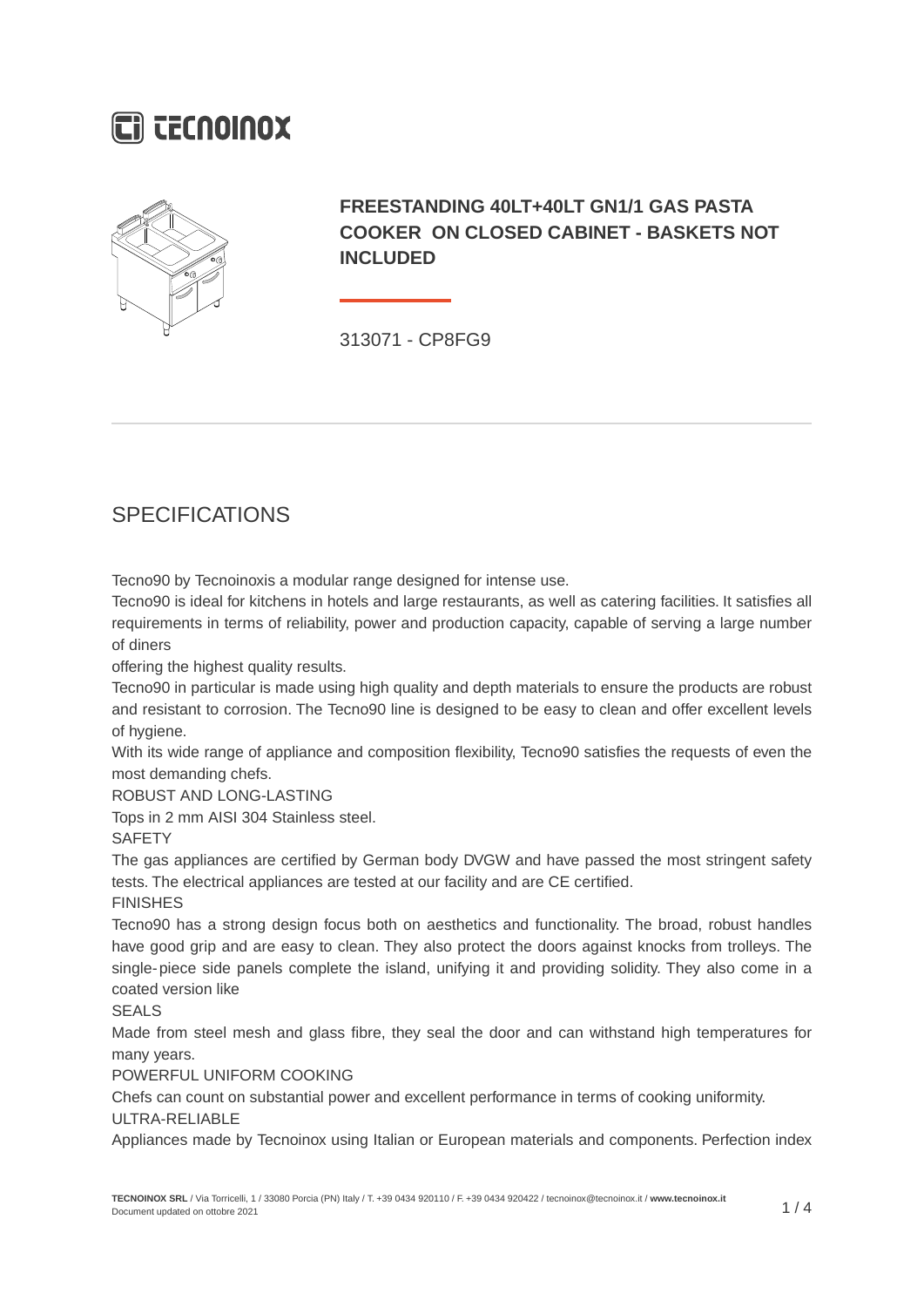# FREESTANDING 40LT+40LT GN1/1 GAS PASTA COOKER ON CLOSED CABINET - BASKETS NOT INCLUDED

313071 - CP8FG9

## SPECIFICATIONS

Tecno90 by Tecnoinoxis a modular range designed for intense use.
Tecno90 is ideal for kitchens in hotels and large restaurants, as well as catering facilities. It satisfies all requirements in terms of reliability, power and production capacity, capable of serving a large number of diners
offering the highest quality results.
Tecno90 in particular is made using high quality and depth materials to ensure the products are robust and resistant to corrosion. The Tecno90 line is designed to be easy to clean and offer excellent levels of hygiene.
With its wide range of appliance and composition flexibility, Tecno90 satisfies the requests of even the most demanding chefs.
ROBUST AND LONG-LASTING
Tops in 2 mm AISI 304 Stainless steel.
SAFETY
The gas appliances are certified by German body DVGW and have passed the most stringent safety tests. The electrical appliances are tested at our facility and are CE certified.
FINISHES
Tecno90 has a strong design focus both on aesthetics and functionality. The broad, robust handles have good grip and are easy to clean. They also protect the doors against knocks from trolleys. The single-piece side panels complete the island, unifying it and providing solidity. They also come in a coated version like
SEALS
Made from steel mesh and glass fibre, they seal the door and can withstand high temperatures for many years.
POWERFUL UNIFORM COOKING
Chefs can count on substantial power and excellent performance in terms of cooking uniformity.
ULTRA-RELIABLE
Appliances made by Tecnoinox using Italian or European materials and components. Perfection index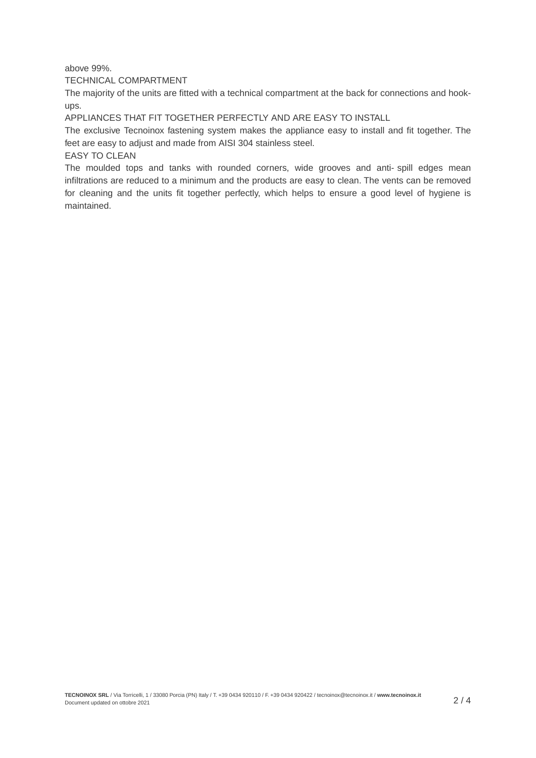above 99%.

TECHNICAL COMPARTMENT

The majority of the units are fitted with a technical compartment at the back for connections and hook-ups.

APPLIANCES THAT FIT TOGETHER PERFECTLY AND ARE EASY TO INSTALL

The exclusive Tecnoinox fastening system makes the appliance easy to install and fit together. The feet are easy to adjust and made from AISI 304 stainless steel.

EASY TO CLEAN

The moulded tops and tanks with rounded corners, wide grooves and anti- spill edges mean infiltrations are reduced to a minimum and the products are easy to clean. The vents can be removed for cleaning and the units fit together perfectly, which helps to ensure a good level of hygiene is maintained.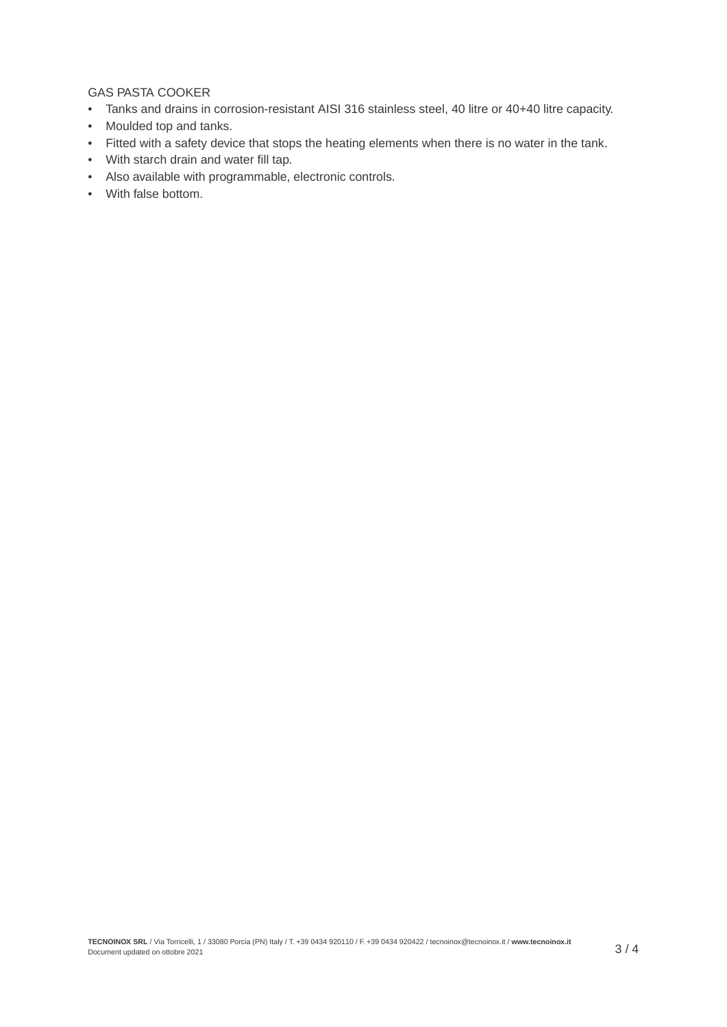GAS PASTA COOKER

- Tanks and drains in corrosion-resistant AISI 316 stainless steel, 40 litre or 40+40 litre capacity.
- Moulded top and tanks.
- Fitted with a safety device that stops the heating elements when there is no water in the tank.
- With starch drain and water fill tap.
- Also available with programmable, electronic controls.
- With false bottom.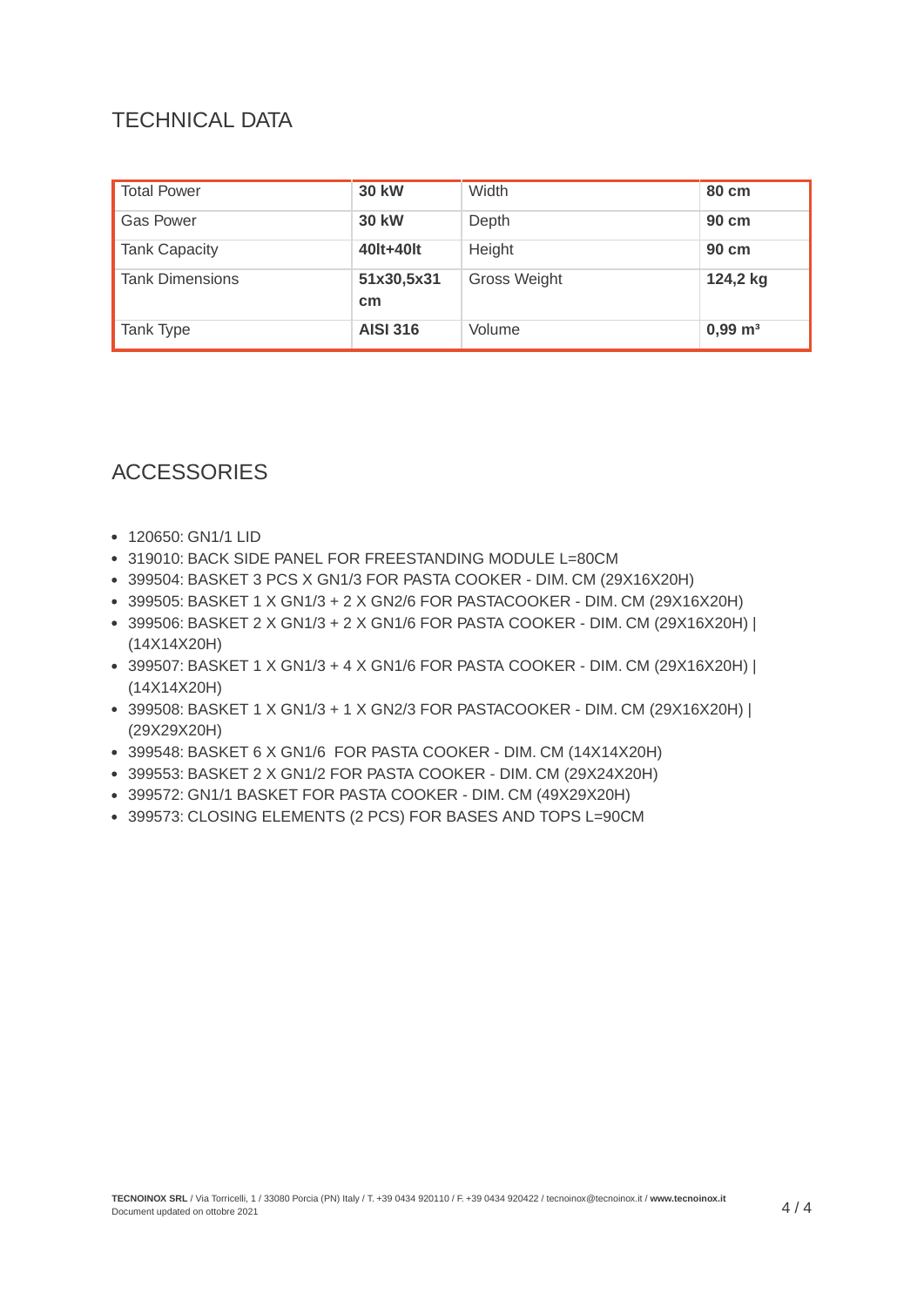## TECHNICAL DATA

| | | | |
|---|---|---|---|
| Total Power | **30 kW** | Width | **80 cm** |
| Gas Power | **30 kW** | Depth | **90 cm** |
| Tank Capacity | **40lt+40lt** | Height | **90 cm** |
| Tank Dimensions | **51x30,5x31 cm** | Gross Weight | **124,2 kg** |
| Tank Type | **AISI 316** | Volume | **0,99 m³** |

## ACCESSORIES

- 120650: GN1/1 LID
- 319010: BACK SIDE PANEL FOR FREESTANDING MODULE L=80CM
- 399504: BASKET 3 PCS X GN1/3 FOR PASTA COOKER - DIM. CM (29X16X20H)
- 399505: BASKET 1 X GN1/3 + 2 X GN2/6 FOR PASTACOOKER - DIM. CM (29X16X20H)
- 399506: BASKET 2 X GN1/3 + 2 X GN1/6 FOR PASTA COOKER - DIM. CM (29X16X20H) | (14X14X20H)
- 399507: BASKET 1 X GN1/3 + 4 X GN1/6 FOR PASTA COOKER - DIM. CM (29X16X20H) | (14X14X20H)
- 399508: BASKET 1 X GN1/3 + 1 X GN2/3 FOR PASTACOOKER - DIM. CM (29X16X20H) | (29X29X20H)
- 399548: BASKET 6 X GN1/6 FOR PASTA COOKER - DIM. CM (14X14X20H)
- 399553: BASKET 2 X GN1/2 FOR PASTA COOKER - DIM. CM (29X24X20H)
- 399572: GN1/1 BASKET FOR PASTA COOKER - DIM. CM (49X29X20H)
- 399573: CLOSING ELEMENTS (2 PCS) FOR BASES AND TOPS L=90CM

**TECNOINOX SRL** / Via Torricelli, 1 / 33080 Porcia (PN) Italy / T. +39 0434 920110 / F. +39 0434 920422 / tecnoinox@tecnoinox.it / **www.tecnoinox.it**
Document updated on ottobre 2021